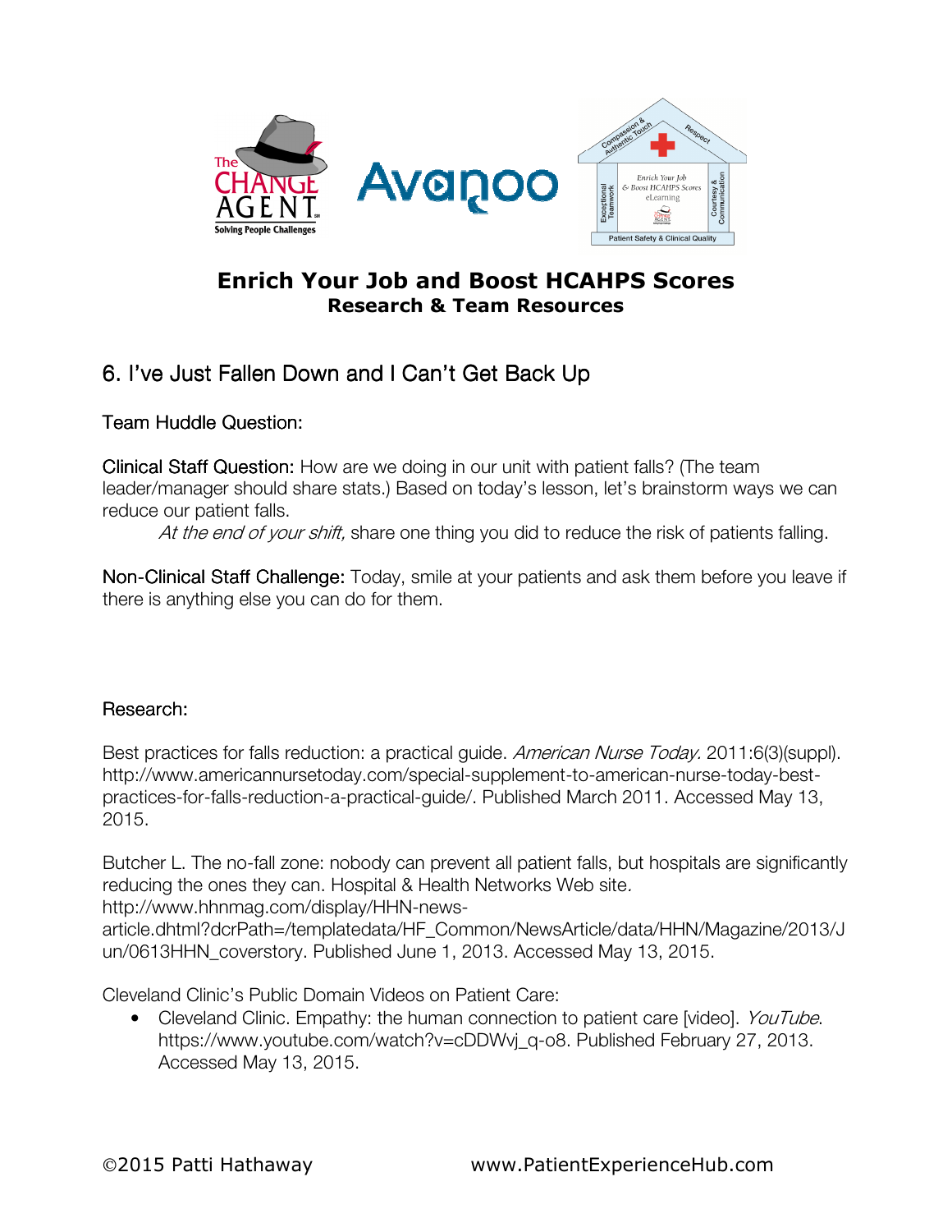# Enrich Your Job and Boost HCAHPS Scores

## Research & Team Resources

### 6. I've Just Fallen Down and I Can't Get Back Up

Team Huddle Question:

Clinical Staff Question: How are we doing in our unit with patient falls? (The team leader/manager should share stats.) Based on today's lesson, let's brainstorm ways we can reduce our patient falls.

*At the end of your shift,* share one thing you did to reduce the risk of patients falling.

Non-Clinical Staff Challenge: Today, smile at your patients and ask them before you leave if there is anything else you can do for them.

Research:

Best practices for falls reduction: a practical guide. *American Nurse Today.* 2011:6(3)(suppl). http://www.americannursetoday.com/special-supplement-to-american-nurse-today-best-practices-for-falls-reduction-a-practical-guide/. Published March 2011. Accessed May 13, 2015.

Butcher L. The no-fall zone: nobody can prevent all patient falls, but hospitals are significantly reducing the ones they can. Hospital & Health Networks Web site. http://www.hhnmag.com/display/HHN-news-article.dhtml?dcrPath=/templatedata/HF_Common/NewsArticle/data/HHN/Magazine/2013/Jun/0613HHN_coverstory. Published June 1, 2013. Accessed May 13, 2015.

Cleveland Clinic's Public Domain Videos on Patient Care:

- Cleveland Clinic. Empathy: the human connection to patient care [video]. *YouTube*. https://www.youtube.com/watch?v=cDDWvj_q-o8. Published February 27, 2013. Accessed May 13, 2015.

©2015 Patti Hathaway www.PatientExperienceHub.com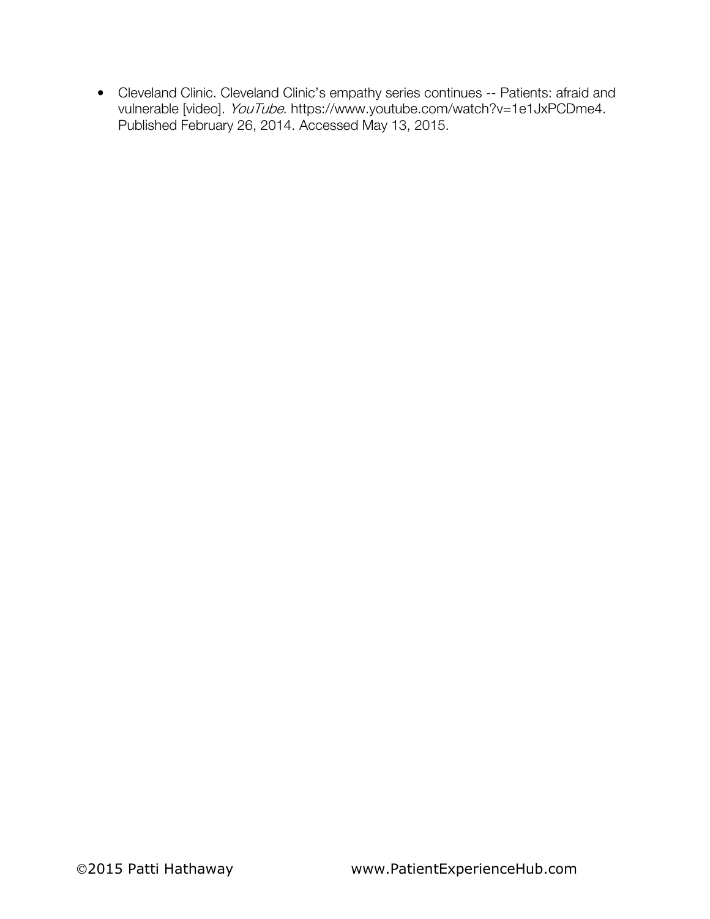- Cleveland Clinic. Cleveland Clinic's empathy series continues -- Patients: afraid and vulnerable [video]. *YouTube*. https://www.youtube.com/watch?v=1e1JxPCDme4. Published February 26, 2014. Accessed May 13, 2015.